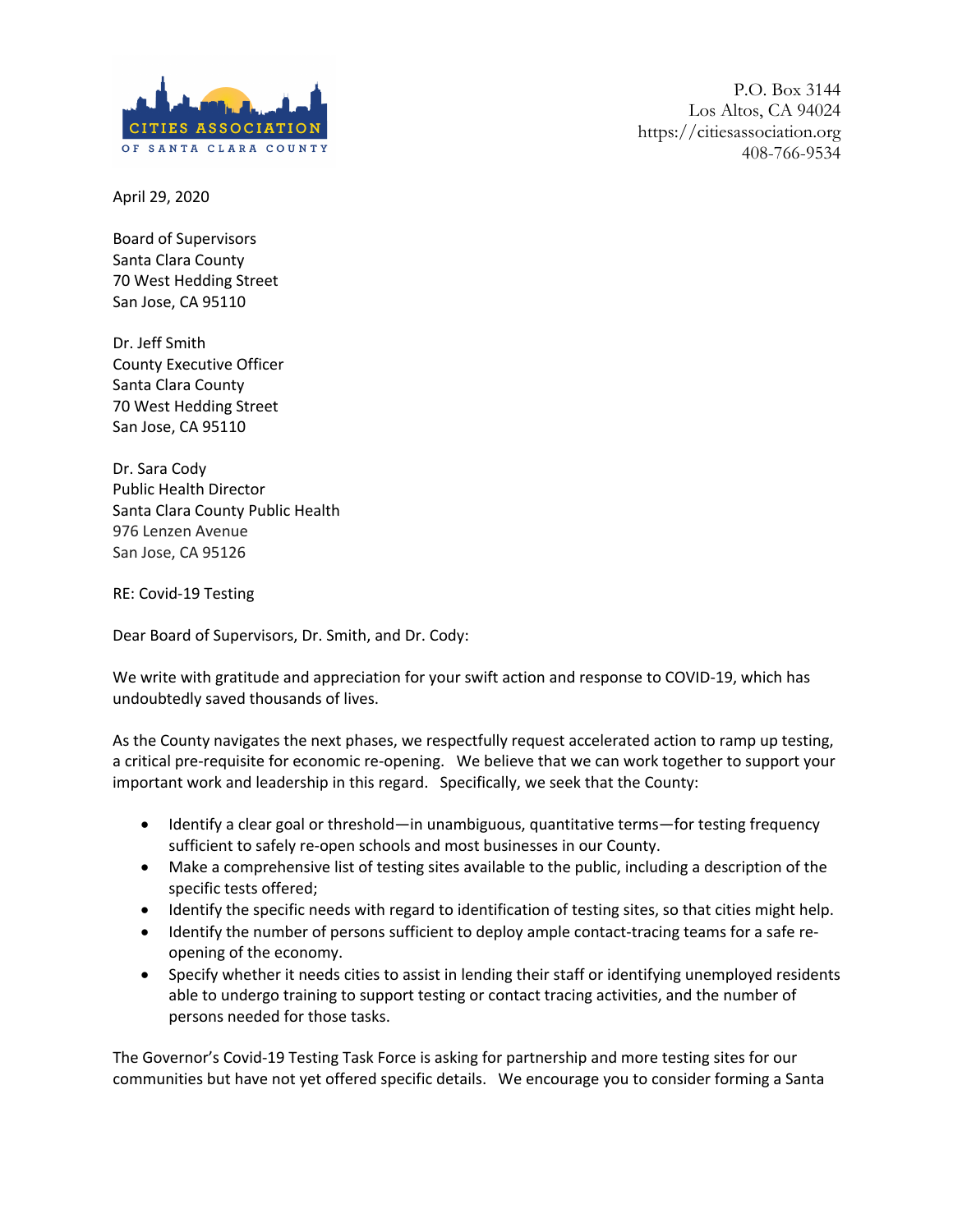CITIES ASSOCIATION OF SANTA CLARA COUNTY

P.O. Box 3144
Los Altos, CA 94024
https://citiesassociation.org
408-766-9534

April 29, 2020

Board of Supervisors
Santa Clara County
70 West Hedding Street
San Jose, CA 95110

Dr. Jeff Smith
County Executive Officer
Santa Clara County
70 West Hedding Street
San Jose, CA 95110

Dr. Sara Cody
Public Health Director
Santa Clara County Public Health
976 Lenzen Avenue
San Jose, CA 95126

RE: Covid-19 Testing

Dear Board of Supervisors, Dr. Smith, and Dr. Cody:

We write with gratitude and appreciation for your swift action and response to COVID-19, which has undoubtedly saved thousands of lives.

As the County navigates the next phases, we respectfully request accelerated action to ramp up testing, a critical pre-requisite for economic re-opening. We believe that we can work together to support your important work and leadership in this regard. Specifically, we seek that the County:

- Identify a clear goal or threshold—in unambiguous, quantitative terms—for testing frequency sufficient to safely re-open schools and most businesses in our County.
- Make a comprehensive list of testing sites available to the public, including a description of the specific tests offered;
- Identify the specific needs with regard to identification of testing sites, so that cities might help.
- Identify the number of persons sufficient to deploy ample contact-tracing teams for a safe re-opening of the economy.
- Specify whether it needs cities to assist in lending their staff or identifying unemployed residents able to undergo training to support testing or contact tracing activities, and the number of persons needed for those tasks.

The Governor's Covid-19 Testing Task Force is asking for partnership and more testing sites for our communities but have not yet offered specific details. We encourage you to consider forming a Santa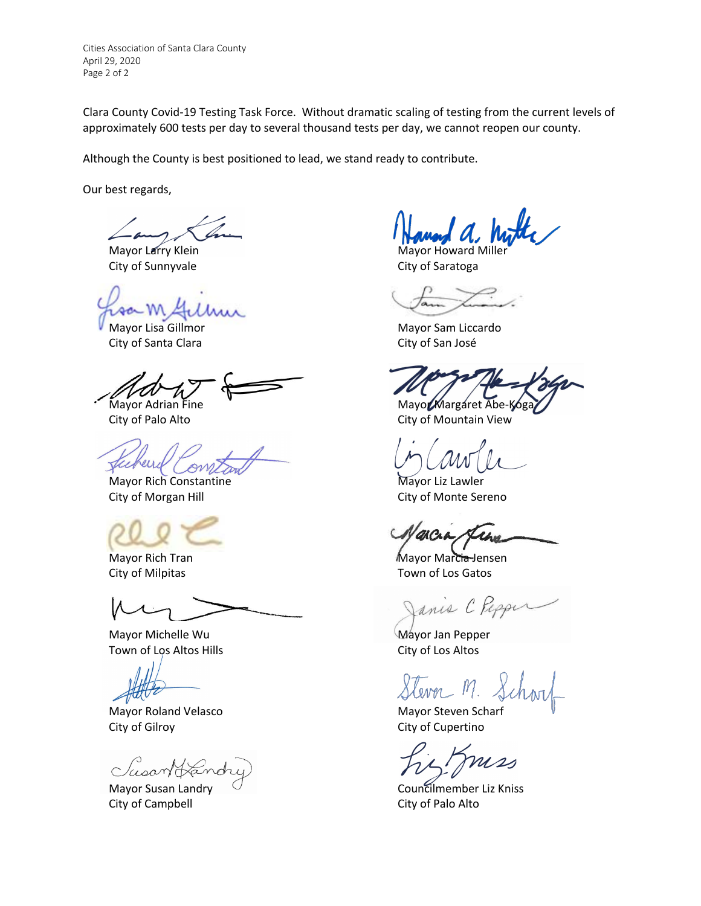Clara County Covid-19 Testing Task Force. Without dramatic scaling of testing from the current levels of approximately 600 tests per day to several thousand tests per day, we cannot reopen our county.

Although the County is best positioned to lead, we stand ready to contribute.

Our best regards,

Mayor Larry Klein
City of Sunnyvale

Mayor Howard Miller
City of Saratoga

Mayor Lisa Gillmor
City of Santa Clara

Mayor Sam Liccardo
City of San José

Mayor Adrian Fine
City of Palo Alto

Mayor Margaret Abe-Koga
City of Mountain View

Mayor Rich Constantine
City of Morgan Hill

Mayor Liz Lawler
City of Monte Sereno

Mayor Rich Tran
City of Milpitas

Mayor Marcia Jensen
Town of Los Gatos

Mayor Michelle Wu
Town of Los Altos Hills

Mayor Jan Pepper
City of Los Altos

Mayor Roland Velasco
City of Gilroy

Mayor Steven Scharf
City of Cupertino

Mayor Susan Landry
City of Campbell

Councilmember Liz Kniss
City of Palo Alto